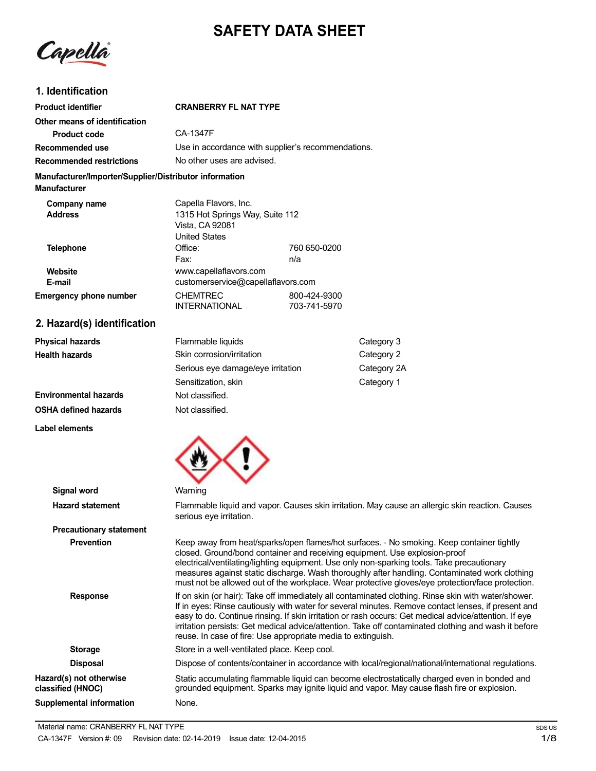# SAFETY DATA SHEET

## 1. Identification

| | | |
|---|---|---|
| **Product identifier** | **CRANBERRY FL NAT TYPE** | |
| **Other means of identification** | | |
| **Product code** | CA-1347F | |
| **Recommended use** | Use in accordance with supplier's recommendations. | |
| **Recommended restrictions** | No other uses are advised. | |

**Manufacturer/Importer/Supplier/Distributor information**

**Manufacturer**

| | | |
|---|---|---|
| **Company name** | Capella Flavors, Inc. | |
| **Address** | 1315 Hot Springs Way, Suite 112<br>Vista, CA 92081<br>United States | |
| **Telephone** | Office: | 760 650-0200 |
| | Fax: | n/a |
| **Website** | www.capellaflavors.com | |
| **E-mail** | customerservice@capellaflavors.com | |
| **Emergency phone number** | CHEMTREC | 800-424-9300 |
| | INTERNATIONAL | 703-741-5970 |

## 2. Hazard(s) identification

| | | |
|---|---|---|
| **Physical hazards** | Flammable liquids | Category 3 |
| **Health hazards** | Skin corrosion/irritation | Category 2 |
| | Serious eye damage/eye irritation | Category 2A |
| | Sensitization, skin | Category 1 |
| **Environmental hazards** | Not classified. | |
| **OSHA defined hazards** | Not classified. | |

**Label elements**

**Signal word** Warning

**Hazard statement** Flammable liquid and vapor. Causes skin irritation. May cause an allergic skin reaction. Causes serious eye irritation.

**Precautionary statement**

**Prevention** Keep away from heat/sparks/open flames/hot surfaces. - No smoking. Keep container tightly closed. Ground/bond container and receiving equipment. Use explosion-proof electrical/ventilating/lighting equipment. Use only non-sparking tools. Take precautionary measures against static discharge. Wash thoroughly after handling. Contaminated work clothing must not be allowed out of the workplace. Wear protective gloves/eye protection/face protection.

**Response** If on skin (or hair): Take off immediately all contaminated clothing. Rinse skin with water/shower. If in eyes: Rinse cautiously with water for several minutes. Remove contact lenses, if present and easy to do. Continue rinsing. If skin irritation or rash occurs: Get medical advice/attention. If eye irritation persists: Get medical advice/attention. Take off contaminated clothing and wash it before reuse. In case of fire: Use appropriate media to extinguish.

**Storage** Store in a well-ventilated place. Keep cool.

**Disposal** Dispose of contents/container in accordance with local/regional/national/international regulations.

**Hazard(s) not otherwise classified (HNOC)** Static accumulating flammable liquid can become electrostatically charged even in bonded and grounded equipment. Sparks may ignite liquid and vapor. May cause flash fire or explosion.

**Supplemental information** None.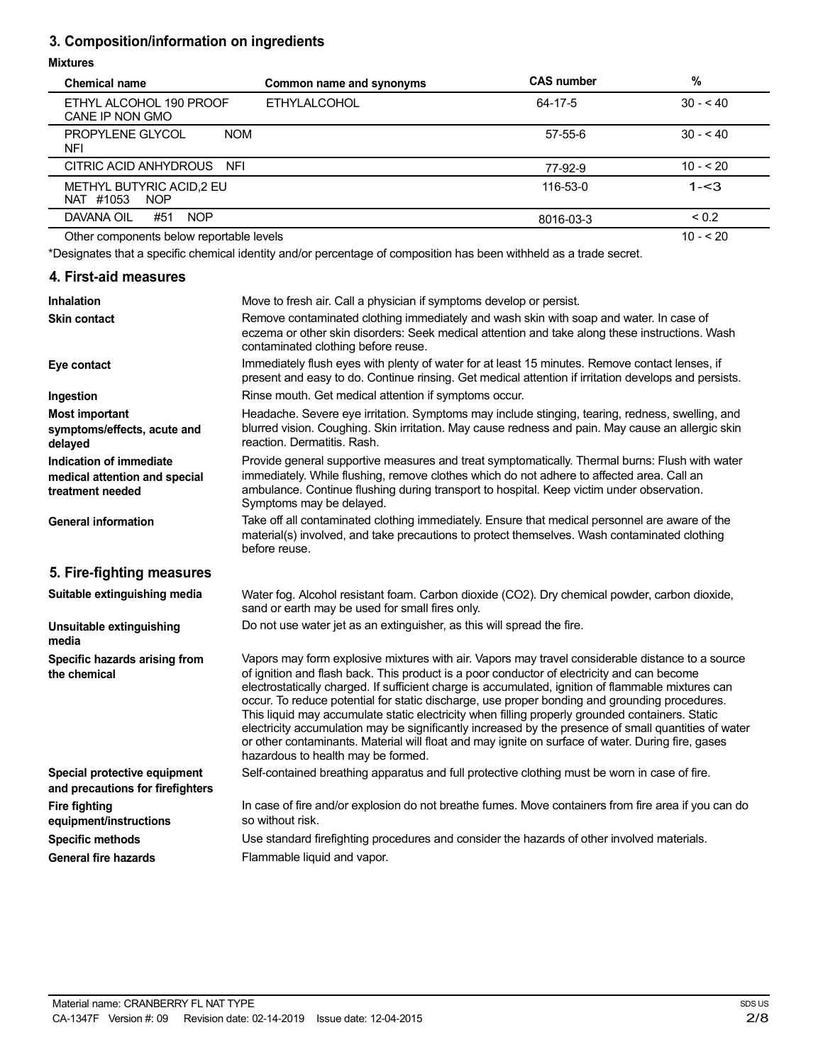## 3. Composition/information on ingredients

**Mixtures**

| Chemical name | Common name and synonyms | CAS number | % |
|---|---|---|---|
| ETHYL ALCOHOL 190 PROOF CANE IP NON GMO | ETHYLALCOHOL | 64-17-5 | 30 - < 40 |
| PROPYLENE GLYCOL NOM NFI | | 57-55-6 | 30 - < 40 |
| CITRIC ACID ANHYDROUS NFI | | 77-92-9 | 10 - < 20 |
| METHYL BUTYRIC ACID,2 EU NAT #1053 NOP | | 116-53-0 | 1-<3 |
| DAVANA OIL #51 NOP | | 8016-03-3 | < 0.2 |
| Other components below reportable levels | | | 10 - < 20 |

*Designates that a specific chemical identity and/or percentage of composition has been withheld as a trade secret.

## 4. First-aid measures

**Inhalation**
Move to fresh air. Call a physician if symptoms develop or persist.

**Skin contact**
Remove contaminated clothing immediately and wash skin with soap and water. In case of eczema or other skin disorders: Seek medical attention and take along these instructions. Wash contaminated clothing before reuse.

**Eye contact**
Immediately flush eyes with plenty of water for at least 15 minutes. Remove contact lenses, if present and easy to do. Continue rinsing. Get medical attention if irritation develops and persists.

**Ingestion**
Rinse mouth. Get medical attention if symptoms occur.

**Most important symptoms/effects, acute and delayed**
Headache. Severe eye irritation. Symptoms may include stinging, tearing, redness, swelling, and blurred vision. Coughing. Skin irritation. May cause redness and pain. May cause an allergic skin reaction. Dermatitis. Rash.

**Indication of immediate medical attention and special treatment needed**
Provide general supportive measures and treat symptomatically. Thermal burns: Flush with water immediately. While flushing, remove clothes which do not adhere to affected area. Call an ambulance. Continue flushing during transport to hospital. Keep victim under observation. Symptoms may be delayed.

**General information**
Take off all contaminated clothing immediately. Ensure that medical personnel are aware of the material(s) involved, and take precautions to protect themselves. Wash contaminated clothing before reuse.

## 5. Fire-fighting measures

**Suitable extinguishing media**
Water fog. Alcohol resistant foam. Carbon dioxide ($CO_2$). Dry chemical powder, carbon dioxide, sand or earth may be used for small fires only.

**Unsuitable extinguishing media**
Do not use water jet as an extinguisher, as this will spread the fire.

**Specific hazards arising from the chemical**
Vapors may form explosive mixtures with air. Vapors may travel considerable distance to a source of ignition and flash back. This product is a poor conductor of electricity and can become electrostatically charged. If sufficient charge is accumulated, ignition of flammable mixtures can occur. To reduce potential for static discharge, use proper bonding and grounding procedures. This liquid may accumulate static electricity when filling properly grounded containers. Static electricity accumulation may be significantly increased by the presence of small quantities of water or other contaminants. Material will float and may ignite on surface of water. During fire, gases hazardous to health may be formed.

**Special protective equipment and precautions for firefighters**
Self-contained breathing apparatus and full protective clothing must be worn in case of fire.

**Fire fighting equipment/instructions**
In case of fire and/or explosion do not breathe fumes. Move containers from fire area if you can do so without risk.

**Specific methods**
Use standard firefighting procedures and consider the hazards of other involved materials.

**General fire hazards**
Flammable liquid and vapor.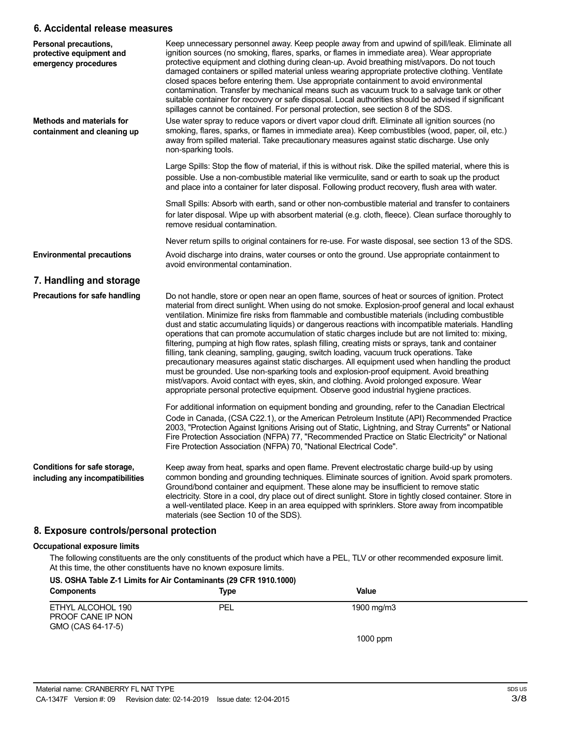## 6. Accidental release measures

**Personal precautions, protective equipment and emergency procedures**

Keep unnecessary personnel away. Keep people away from and upwind of spill/leak. Eliminate all ignition sources (no smoking, flares, sparks, or flames in immediate area). Wear appropriate protective equipment and clothing during clean-up. Avoid breathing mist/vapors. Do not touch damaged containers or spilled material unless wearing appropriate protective clothing. Ventilate closed spaces before entering them. Use appropriate containment to avoid environmental contamination. Transfer by mechanical means such as vacuum truck to a salvage tank or other suitable container for recovery or safe disposal. Local authorities should be advised if significant spillages cannot be contained. For personal protection, see section 8 of the SDS.

**Methods and materials for containment and cleaning up**

Use water spray to reduce vapors or divert vapor cloud drift. Eliminate all ignition sources (no smoking, flares, sparks, or flames in immediate area). Keep combustibles (wood, paper, oil, etc.) away from spilled material. Take precautionary measures against static discharge. Use only non-sparking tools.

Large Spills: Stop the flow of material, if this is without risk. Dike the spilled material, where this is possible. Use a non-combustible material like vermiculite, sand or earth to soak up the product and place into a container for later disposal. Following product recovery, flush area with water.

Small Spills: Absorb with earth, sand or other non-combustible material and transfer to containers for later disposal. Wipe up with absorbent material (e.g. cloth, fleece). Clean surface thoroughly to remove residual contamination.

Never return spills to original containers for re-use. For waste disposal, see section 13 of the SDS.

**Environmental precautions**

Avoid discharge into drains, water courses or onto the ground. Use appropriate containment to avoid environmental contamination.

## 7. Handling and storage

**Precautions for safe handling**

Do not handle, store or open near an open flame, sources of heat or sources of ignition. Protect material from direct sunlight. When using do not smoke. Explosion-proof general and local exhaust ventilation. Minimize fire risks from flammable and combustible materials (including combustible dust and static accumulating liquids) or dangerous reactions with incompatible materials. Handling operations that can promote accumulation of static charges include but are not limited to: mixing, filtering, pumping at high flow rates, splash filling, creating mists or sprays, tank and container filling, tank cleaning, sampling, gauging, switch loading, vacuum truck operations. Take precautionary measures against static discharges. All equipment used when handling the product must be grounded. Use non-sparking tools and explosion-proof equipment. Avoid breathing mist/vapors. Avoid contact with eyes, skin, and clothing. Avoid prolonged exposure. Wear appropriate personal protective equipment. Observe good industrial hygiene practices.

For additional information on equipment bonding and grounding, refer to the Canadian Electrical Code in Canada, (CSA C22.1), or the American Petroleum Institute (API) Recommended Practice 2003, "Protection Against Ignitions Arising out of Static, Lightning, and Stray Currents" or National Fire Protection Association (NFPA) 77, "Recommended Practice on Static Electricity" or National Fire Protection Association (NFPA) 70, "National Electrical Code".

**Conditions for safe storage, including any incompatibilities**

Keep away from heat, sparks and open flame. Prevent electrostatic charge build-up by using common bonding and grounding techniques. Eliminate sources of ignition. Avoid spark promoters. Ground/bond container and equipment. These alone may be insufficient to remove static electricity. Store in a cool, dry place out of direct sunlight. Store in tightly closed container. Store in a well-ventilated place. Keep in an area equipped with sprinklers. Store away from incompatible materials (see Section 10 of the SDS).

## 8. Exposure controls/personal protection

**Occupational exposure limits**

The following constituents are the only constituents of the product which have a PEL, TLV or other recommended exposure limit. At this time, the other constituents have no known exposure limits.

**US. OSHA Table Z-1 Limits for Air Contaminants (29 CFR 1910.1000)**

| Components | Type | Value |
|---|---|---|
| ETHYL ALCOHOL 190 PROOF CANE IP NON GMO (CAS 64-17-5) | PEL | 1900 mg/m3 |
| | | 1000 ppm |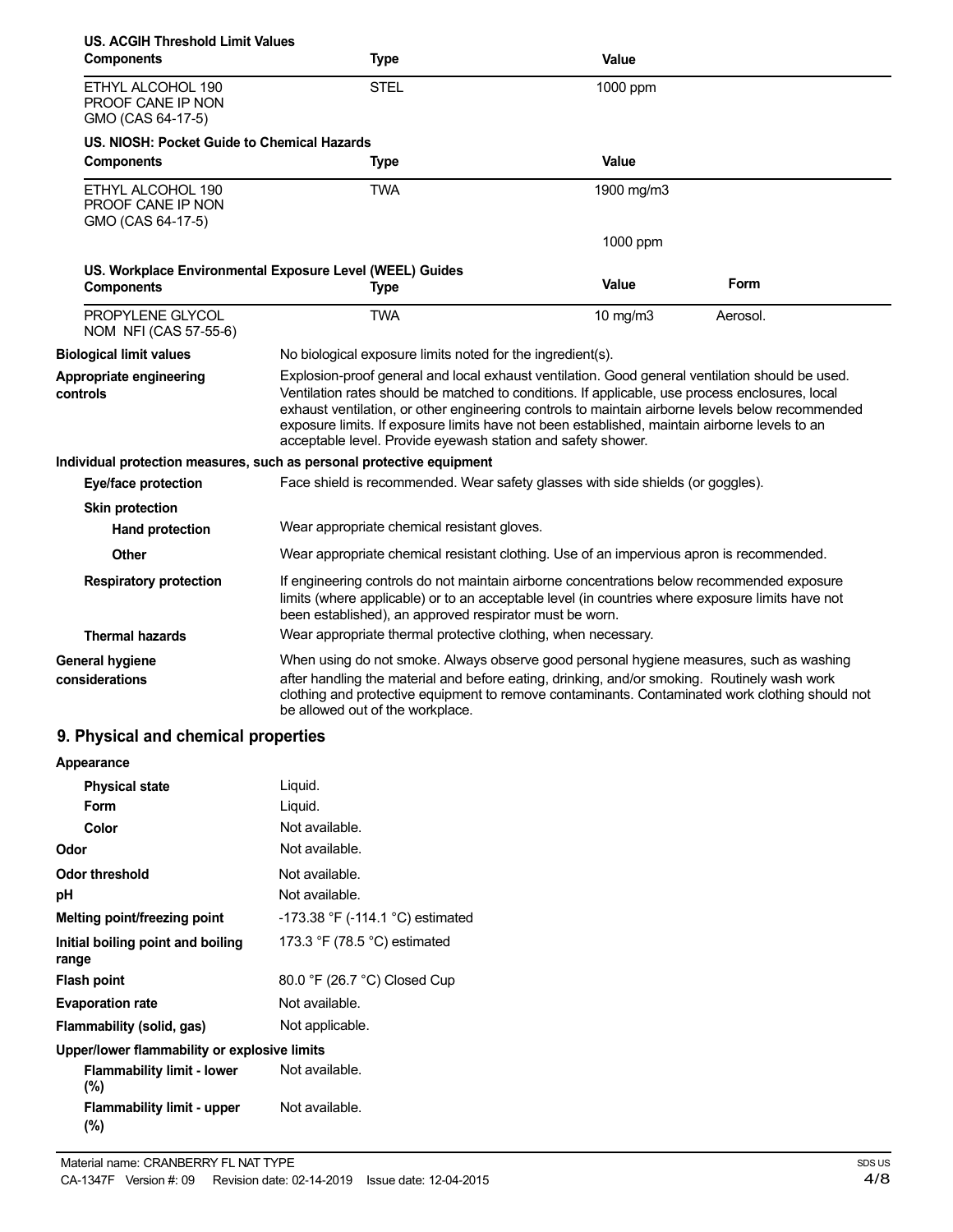**US. ACGIH Threshold Limit Values**

| Components | Type | Value |
|---|---|---|
| ETHYL ALCOHOL 190 PROOF CANE IP NON GMO (CAS 64-17-5) | STEL | 1000 ppm |

**US. NIOSH: Pocket Guide to Chemical Hazards**

| Components | Type | Value |
|---|---|---|
| ETHYL ALCOHOL 190 PROOF CANE IP NON GMO (CAS 64-17-5) | TWA | 1900 mg/m3 |
| | | 1000 ppm |

**US. Workplace Environmental Exposure Level (WEEL) Guides**

| Components | Type | Value | Form |
|---|---|---|---|
| PROPYLENE GLYCOL NOM NFI (CAS 57-55-6) | TWA | 10 mg/m3 | Aerosol. |

**Biological limit values**
No biological exposure limits noted for the ingredient(s).

**Appropriate engineering controls**
Explosion-proof general and local exhaust ventilation. Good general ventilation should be used. Ventilation rates should be matched to conditions. If applicable, use process enclosures, local exhaust ventilation, or other engineering controls to maintain airborne levels below recommended exposure limits. If exposure limits have not been established, maintain airborne levels to an acceptable level. Provide eyewash station and safety shower.

**Individual protection measures, such as personal protective equipment**

**Eye/face protection**
Face shield is recommended. Wear safety glasses with side shields (or goggles).

**Skin protection**

**Hand protection**
Wear appropriate chemical resistant gloves.

**Other**
Wear appropriate chemical resistant clothing. Use of an impervious apron is recommended.

**Respiratory protection**
If engineering controls do not maintain airborne concentrations below recommended exposure limits (where applicable) or to an acceptable level (in countries where exposure limits have not been established), an approved respirator must be worn.

**Thermal hazards**
Wear appropriate thermal protective clothing, when necessary.

**General hygiene considerations**
When using do not smoke. Always observe good personal hygiene measures, such as washing after handling the material and before eating, drinking, and/or smoking. Routinely wash work clothing and protective equipment to remove contaminants. Contaminated work clothing should not be allowed out of the workplace.

## 9. Physical and chemical properties

**Appearance**

| Property | Value |
|---|---|
| Physical state | Liquid. |
| Form | Liquid. |
| Color | Not available. |
| Odor | Not available. |
| Odor threshold | Not available. |
| pH | Not available. |
| Melting point/freezing point | -173.38 °F (-114.1 °C) estimated |
| Initial boiling point and boiling range | 173.3 °F (78.5 °C) estimated |
| Flash point | 80.0 °F (26.7 °C) Closed Cup |
| Evaporation rate | Not available. |
| Flammability (solid, gas) | Not applicable. |

**Upper/lower flammability or explosive limits**

| Property | Value |
|---|---|
| Flammability limit - lower (%) | Not available. |
| Flammability limit - upper (%) | Not available. |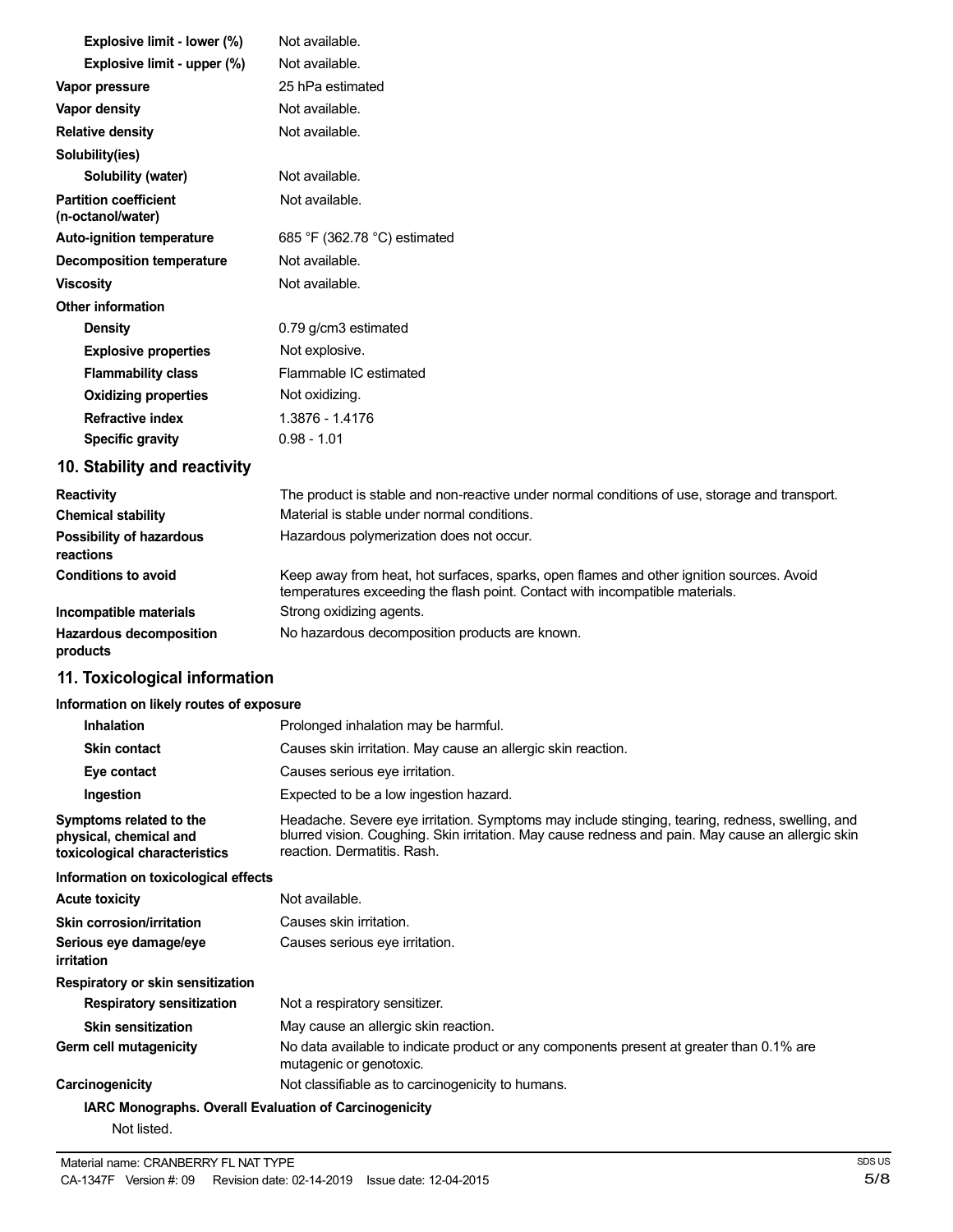| Property | Value |
| --- | --- |
| Explosive limit - lower (%) | Not available. |
| Explosive limit - upper (%) | Not available. |
| **Vapor pressure** | 25 hPa estimated |
| **Vapor density** | Not available. |
| **Relative density** | Not available. |
| **Solubility(ies)** | |
| Solubility (water) | Not available. |
| **Partition coefficient (n-octanol/water)** | Not available. |
| **Auto-ignition temperature** | 685 °F (362.78 °C) estimated |
| **Decomposition temperature** | Not available. |
| **Viscosity** | Not available. |
| **Other information** | |
| Density | 0.79 g/cm3 estimated |
| Explosive properties | Not explosive. |
| Flammability class | Flammable IC estimated |
| Oxidizing properties | Not oxidizing. |
| Refractive index | 1.3876 - 1.4176 |
| Specific gravity | 0.98 - 1.01 |

## 10. Stability and reactivity

**Reactivity**: The product is stable and non-reactive under normal conditions of use, storage and transport.

**Chemical stability**: Material is stable under normal conditions.

**Possibility of hazardous reactions**: Hazardous polymerization does not occur.

**Conditions to avoid**: Keep away from heat, hot surfaces, sparks, open flames and other ignition sources. Avoid temperatures exceeding the flash point. Contact with incompatible materials.

**Incompatible materials**: Strong oxidizing agents.

**Hazardous decomposition products**: No hazardous decomposition products are known.

## 11. Toxicological information

**Information on likely routes of exposure**

- **Inhalation**: Prolonged inhalation may be harmful.
- **Skin contact**: Causes skin irritation. May cause an allergic skin reaction.
- **Eye contact**: Causes serious eye irritation.
- **Ingestion**: Expected to be a low ingestion hazard.

**Symptoms related to the physical, chemical and toxicological characteristics**: Headache. Severe eye irritation. Symptoms may include stinging, tearing, redness, swelling, and blurred vision. Coughing. Skin irritation. May cause redness and pain. May cause an allergic skin reaction. Dermatitis. Rash.

**Information on toxicological effects**

**Acute toxicity**: Not available.

**Skin corrosion/irritation**: Causes skin irritation.

**Serious eye damage/eye irritation**: Causes serious eye irritation.

**Respiratory or skin sensitization**

- **Respiratory sensitization**: Not a respiratory sensitizer.
- **Skin sensitization**: May cause an allergic skin reaction.

**Germ cell mutagenicity**: No data available to indicate product or any components present at greater than 0.1% are mutagenic or genotoxic.

**Carcinogenicity**: Not classifiable as to carcinogenicity to humans.

**IARC Monographs. Overall Evaluation of Carcinogenicity**

Not listed.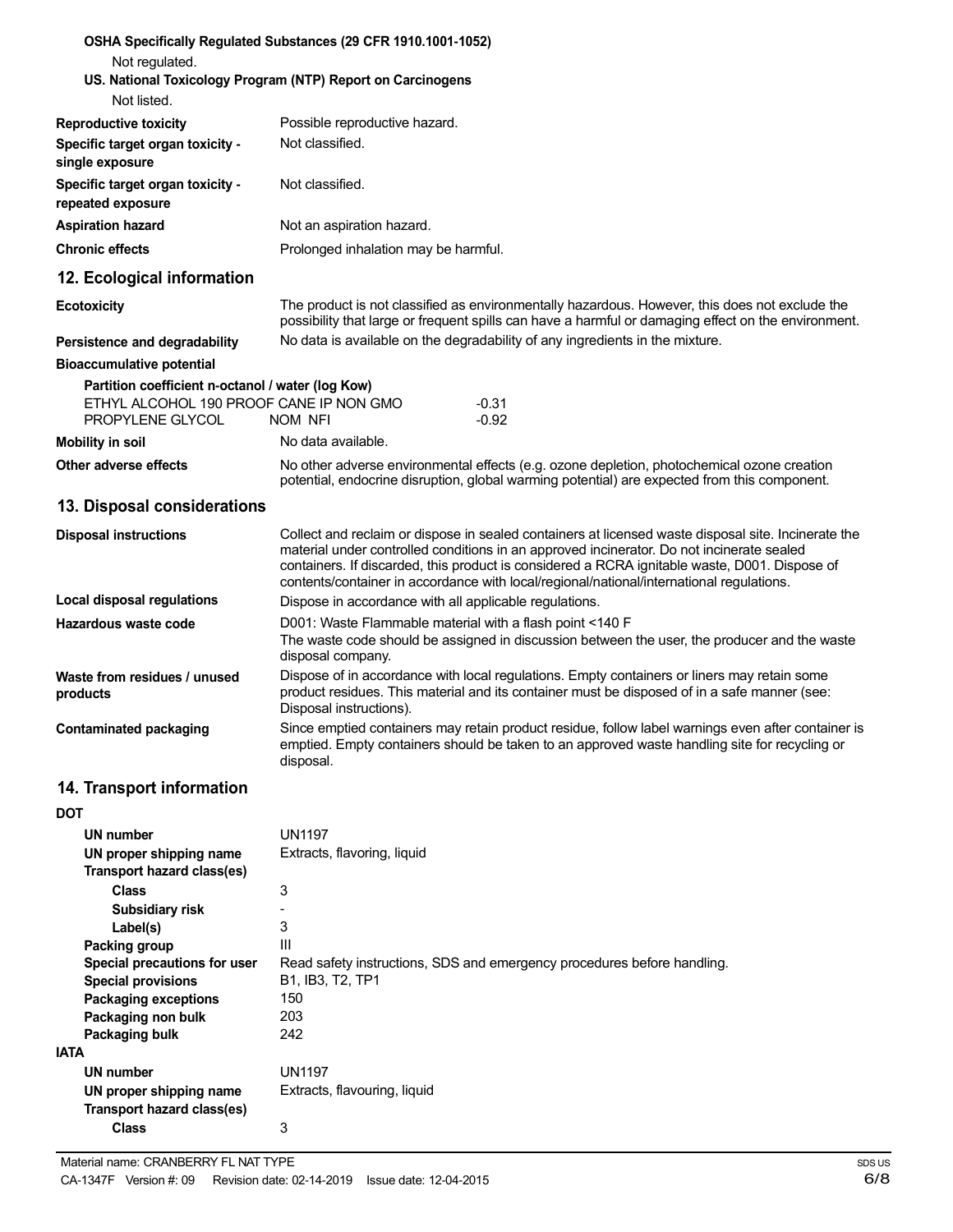**OSHA Specifically Regulated Substances (29 CFR 1910.1001-1052)**

Not regulated.

**US. National Toxicology Program (NTP) Report on Carcinogens**

Not listed.

| | |
|---|---|
| **Reproductive toxicity** | Possible reproductive hazard. |
| **Specific target organ toxicity - single exposure** | Not classified. |
| **Specific target organ toxicity - repeated exposure** | Not classified. |
| **Aspiration hazard** | Not an aspiration hazard. |
| **Chronic effects** | Prolonged inhalation may be harmful. |

## 12. Ecological information

| | |
|---|---|
| **Ecotoxicity** | The product is not classified as environmentally hazardous. However, this does not exclude the possibility that large or frequent spills can have a harmful or damaging effect on the environment. |
| **Persistence and degradability** | No data is available on the degradability of any ingredients in the mixture. |

**Bioaccumulative potential**

**Partition coefficient n-octanol / water (log Kow)**

| | |
|---|---|
| ETHYL ALCOHOL 190 PROOF CANE IP NON GMO | -0.31 |
| PROPYLENE GLYCOL NOM NFI | -0.92 |

| | |
|---|---|
| **Mobility in soil** | No data available. |
| **Other adverse effects** | No other adverse environmental effects (e.g. ozone depletion, photochemical ozone creation potential, endocrine disruption, global warming potential) are expected from this component. |

## 13. Disposal considerations

| | |
|---|---|
| **Disposal instructions** | Collect and reclaim or dispose in sealed containers at licensed waste disposal site. Incinerate the material under controlled conditions in an approved incinerator. Do not incinerate sealed containers. If discarded, this product is considered a RCRA ignitable waste, D001. Dispose of contents/container in accordance with local/regional/national/international regulations. |
| **Local disposal regulations** | Dispose in accordance with all applicable regulations. |
| **Hazardous waste code** | D001: Waste Flammable material with a flash point <140 F<br>The waste code should be assigned in discussion between the user, the producer and the waste disposal company. |
| **Waste from residues / unused products** | Dispose of in accordance with local regulations. Empty containers or liners may retain some product residues. This material and its container must be disposed of in a safe manner (see: Disposal instructions). |
| **Contaminated packaging** | Since emptied containers may retain product residue, follow label warnings even after container is emptied. Empty containers should be taken to an approved waste handling site for recycling or disposal. |

## 14. Transport information

**DOT**

| | |
|---|---|
| **UN number** | UN1197 |
| **UN proper shipping name** | Extracts, flavoring, liquid |
| **Transport hazard class(es)** | |
| **Class** | 3 |
| **Subsidiary risk** | - |
| **Label(s)** | 3 |
| **Packing group** | III |
| **Special precautions for user** | Read safety instructions, SDS and emergency procedures before handling. |
| **Special provisions** | B1, IB3, T2, TP1 |
| **Packaging exceptions** | 150 |
| **Packaging non bulk** | 203 |
| **Packaging bulk** | 242 |

**IATA**

| | |
|---|---|
| **UN number** | UN1197 |
| **UN proper shipping name** | Extracts, flavouring, liquid |
| **Transport hazard class(es)** | |
| **Class** | 3 |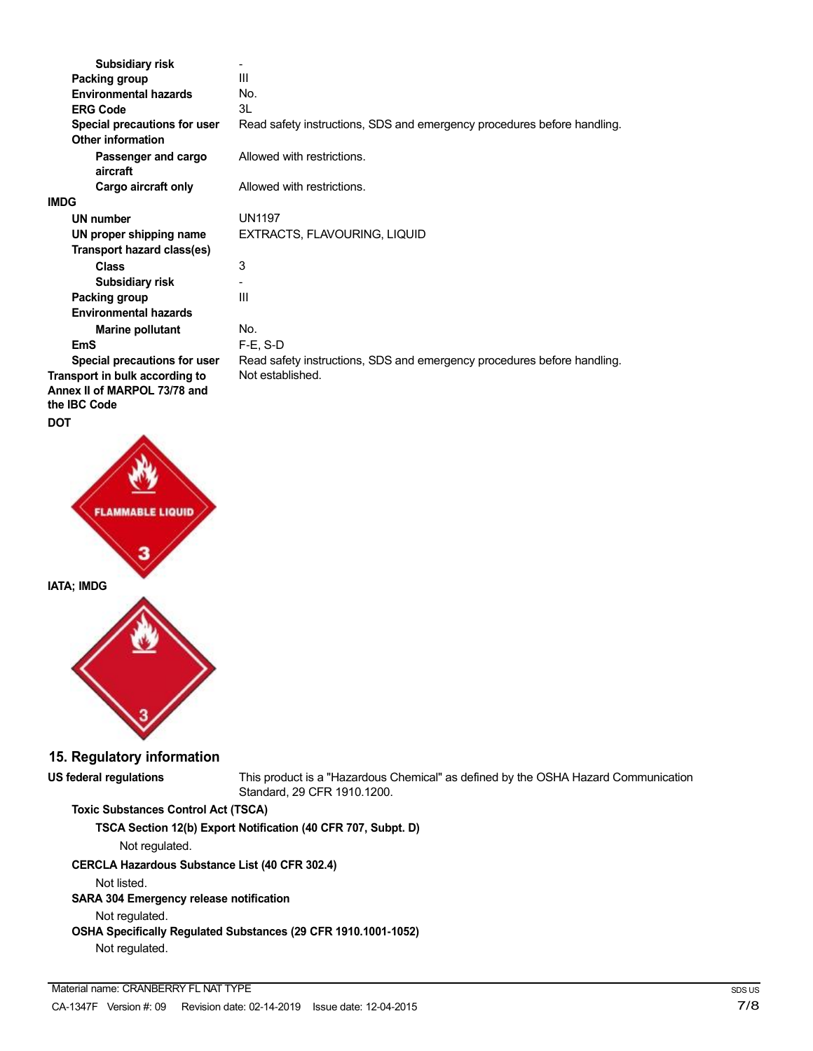| | |
|---|---|
| Subsidiary risk | - |
| Packing group | III |
| Environmental hazards | No. |
| ERG Code | 3L |
| Special precautions for user | Read safety instructions, SDS and emergency procedures before handling. |
| **Other information** | |
| Passenger and cargo aircraft | Allowed with restrictions. |
| Cargo aircraft only | Allowed with restrictions. |

**IMDG**

| | |
|---|---|
| UN number | UN1197 |
| UN proper shipping name | EXTRACTS, FLAVOURING, LIQUID |
| **Transport hazard class(es)** | |
| Class | 3 |
| Subsidiary risk | - |
| Packing group | III |
| **Environmental hazards** | |
| Marine pollutant | No. |
| EmS | F-E, S-D |
| Special precautions for user | Read safety instructions, SDS and emergency procedures before handling. |
| **Transport in bulk according to Annex II of MARPOL 73/78 and the IBC Code** | Not established. |

**DOT**

FLAMMABLE LIQUID 3

**IATA; IMDG**

3

## 15. Regulatory information

**US federal regulations** This product is a "Hazardous Chemical" as defined by the OSHA Hazard Communication Standard, 29 CFR 1910.1200.

**Toxic Substances Control Act (TSCA)**

**TSCA Section 12(b) Export Notification (40 CFR 707, Subpt. D)**

Not regulated.

**CERCLA Hazardous Substance List (40 CFR 302.4)**

Not listed.

**SARA 304 Emergency release notification**

Not regulated.

**OSHA Specifically Regulated Substances (29 CFR 1910.1001-1052)**

Not regulated.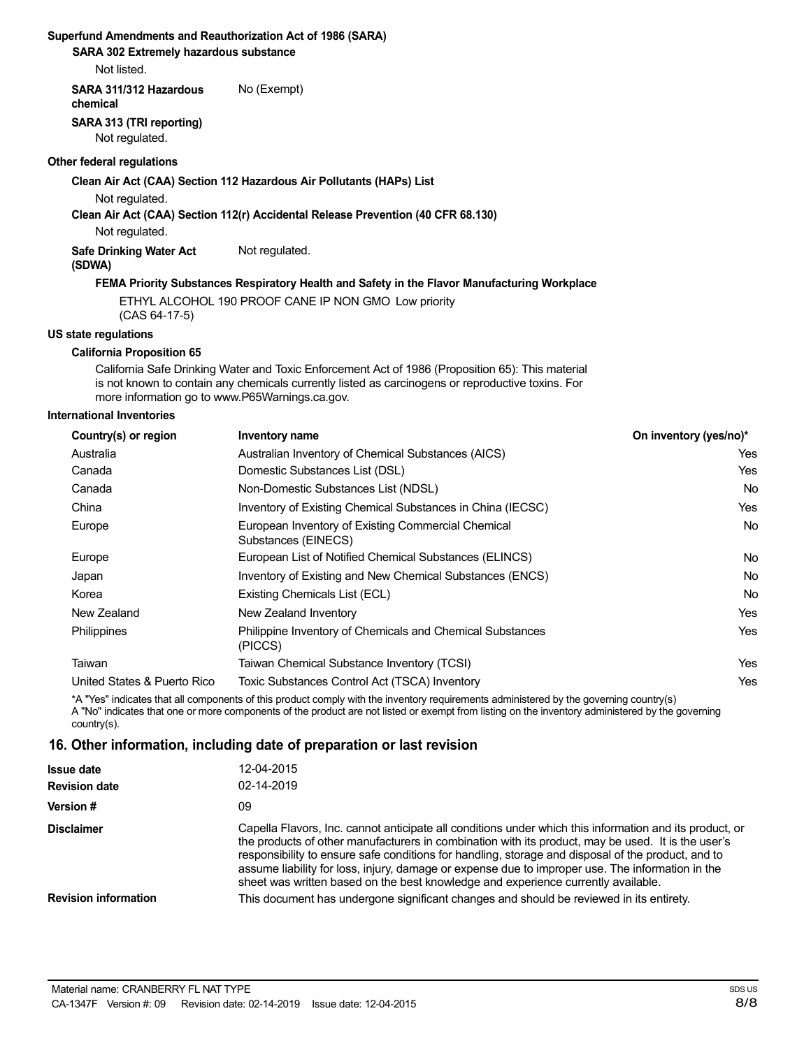**Superfund Amendments and Reauthorization Act of 1986 (SARA)**

**SARA 302 Extremely hazardous substance**

Not listed.

**SARA 311/312 Hazardous chemical** No (Exempt)

**SARA 313 (TRI reporting)**

Not regulated.

**Other federal regulations**

**Clean Air Act (CAA) Section 112 Hazardous Air Pollutants (HAPs) List**

Not regulated.

**Clean Air Act (CAA) Section 112(r) Accidental Release Prevention (40 CFR 68.130)**

Not regulated.

**Safe Drinking Water Act (SDWA)** Not regulated.

**FEMA Priority Substances Respiratory Health and Safety in the Flavor Manufacturing Workplace**

ETHYL ALCOHOL 190 PROOF CANE IP NON GMO Low priority
(CAS 64-17-5)

**US state regulations**

**California Proposition 65**

California Safe Drinking Water and Toxic Enforcement Act of 1986 (Proposition 65): This material is not known to contain any chemicals currently listed as carcinogens or reproductive toxins. For more information go to www.P65Warnings.ca.gov.

**International Inventories**

| Country(s) or region | Inventory name | On inventory (yes/no)* |
|---|---|---|
| Australia | Australian Inventory of Chemical Substances (AICS) | Yes |
| Canada | Domestic Substances List (DSL) | Yes |
| Canada | Non-Domestic Substances List (NDSL) | No |
| China | Inventory of Existing Chemical Substances in China (IECSC) | Yes |
| Europe | European Inventory of Existing Commercial Chemical Substances (EINECS) | No |
| Europe | European List of Notified Chemical Substances (ELINCS) | No |
| Japan | Inventory of Existing and New Chemical Substances (ENCS) | No |
| Korea | Existing Chemicals List (ECL) | No |
| New Zealand | New Zealand Inventory | Yes |
| Philippines | Philippine Inventory of Chemicals and Chemical Substances (PICCS) | Yes |
| Taiwan | Taiwan Chemical Substance Inventory (TCSI) | Yes |
| United States & Puerto Rico | Toxic Substances Control Act (TSCA) Inventory | Yes |

*A "Yes" indicates that all components of this product comply with the inventory requirements administered by the governing country(s)
A "No" indicates that one or more components of the product are not listed or exempt from listing on the inventory administered by the governing country(s).

## 16. Other information, including date of preparation or last revision

**Issue date** 12-04-2015

**Revision date** 02-14-2019

**Version #** 09

**Disclaimer** Capella Flavors, Inc. cannot anticipate all conditions under which this information and its product, or the products of other manufacturers in combination with its product, may be used. It is the user's responsibility to ensure safe conditions for handling, storage and disposal of the product, and to assume liability for loss, injury, damage or expense due to improper use. The information in the sheet was written based on the best knowledge and experience currently available.

**Revision information** This document has undergone significant changes and should be reviewed in its entirety.